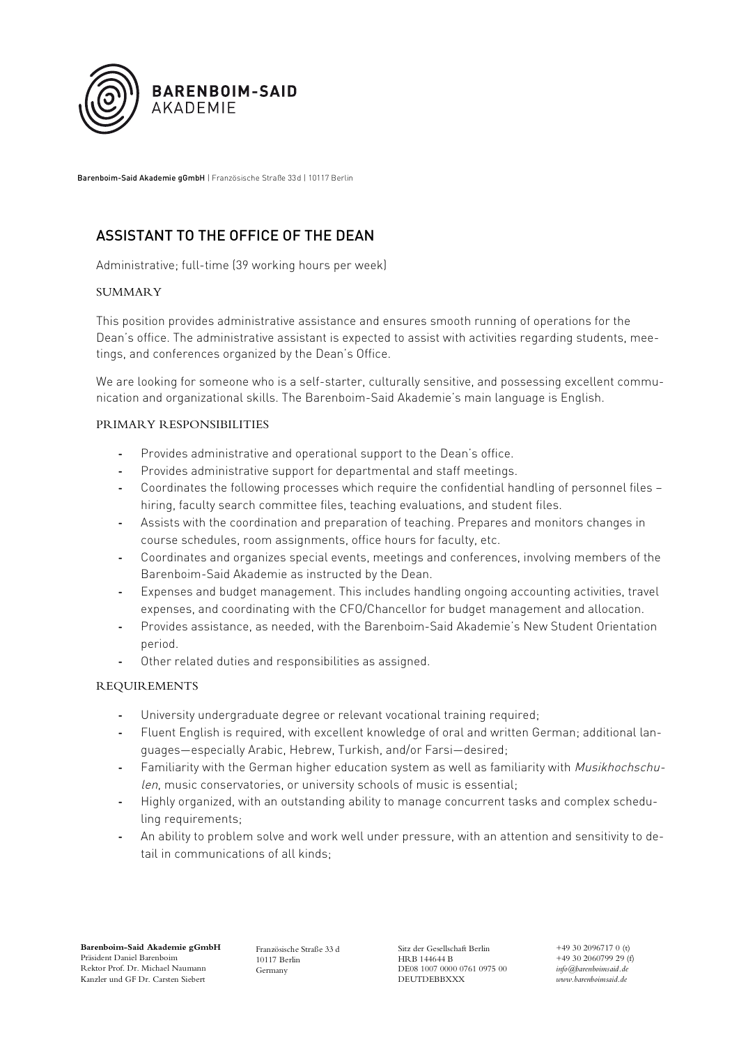BARENBOIM-SAID
AKADEMIE

Barenboim-Said Akademie gGmbH | Französische Straße 33d | 10117 Berlin

# ASSISTANT TO THE OFFICE OF THE DEAN

Administrative; full-time (39 working hours per week)

## SUMMARY

This position provides administrative assistance and ensures smooth running of operations for the Dean's office. The administrative assistant is expected to assist with activities regarding students, meetings, and conferences organized by the Dean's Office.

We are looking for someone who is a self-starter, culturally sensitive, and possessing excellent communication and organizational skills. The Barenboim-Said Akademie's main language is English.

## PRIMARY RESPONSIBILITIES

- Provides administrative and operational support to the Dean's office.
- Provides administrative support for departmental and staff meetings.
- Coordinates the following processes which require the confidential handling of personnel files – hiring, faculty search committee files, teaching evaluations, and student files.
- Assists with the coordination and preparation of teaching. Prepares and monitors changes in course schedules, room assignments, office hours for faculty, etc.
- Coordinates and organizes special events, meetings and conferences, involving members of the Barenboim-Said Akademie as instructed by the Dean.
- Expenses and budget management. This includes handling ongoing accounting activities, travel expenses, and coordinating with the CFO/Chancellor for budget management and allocation.
- Provides assistance, as needed, with the Barenboim-Said Akademie's New Student Orientation period.
- Other related duties and responsibilities as assigned.

## REQUIREMENTS

- University undergraduate degree or relevant vocational training required;
- Fluent English is required, with excellent knowledge of oral and written German; additional languages—especially Arabic, Hebrew, Turkish, and/or Farsi—desired;
- Familiarity with the German higher education system as well as familiarity with *Musikhochschulen*, music conservatories, or university schools of music is essential;
- Highly organized, with an outstanding ability to manage concurrent tasks and complex scheduling requirements;
- An ability to problem solve and work well under pressure, with an attention and sensitivity to detail in communications of all kinds;

**Barenboim-Said Akademie gGmbH**
Präsident Daniel Barenboim
Rektor Prof. Dr. Michael Naumann
Kanzler und GF Dr. Carsten Siebert

Französische Straße 33 d
10117 Berlin
Germany

Sitz der Gesellschaft Berlin
HRB 144644 B
DE08 1007 0000 0761 0975 00
DEUTDEBBXXX

+49 30 2096717 0 (t)
+49 30 2060799 29 (f)
*info@barenboimsaid.de*
*www.barenboimsaid.de*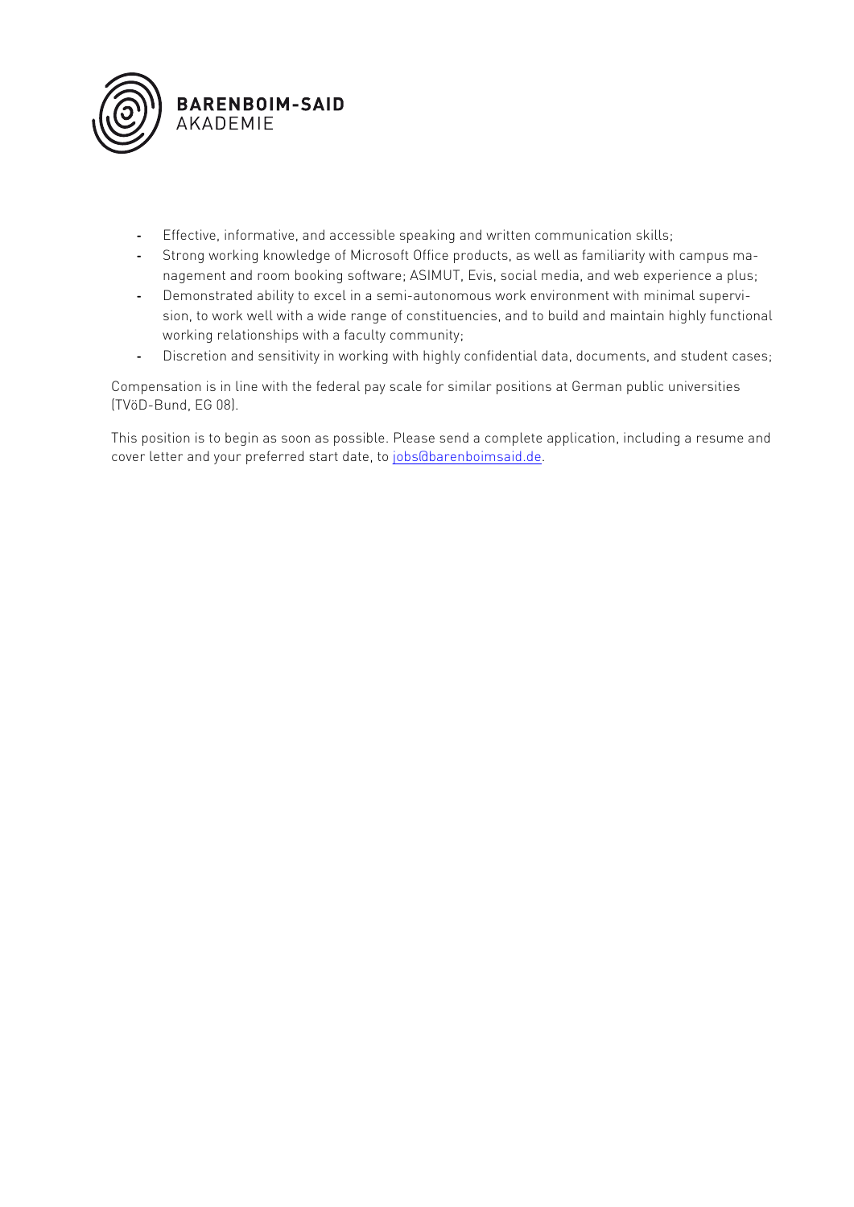- Effective, informative, and accessible speaking and written communication skills;
- Strong working knowledge of Microsoft Office products, as well as familiarity with campus management and room booking software; ASIMUT, Evis, social media, and web experience a plus;
- Demonstrated ability to excel in a semi-autonomous work environment with minimal supervision, to work well with a wide range of constituencies, and to build and maintain highly functional working relationships with a faculty community;
- Discretion and sensitivity in working with highly confidential data, documents, and student cases;

Compensation is in line with the federal pay scale for similar positions at German public universities (TVöD-Bund, EG 08).

This position is to begin as soon as possible. Please send a complete application, including a resume and cover letter and your preferred start date, to jobs@barenboimsaid.de.